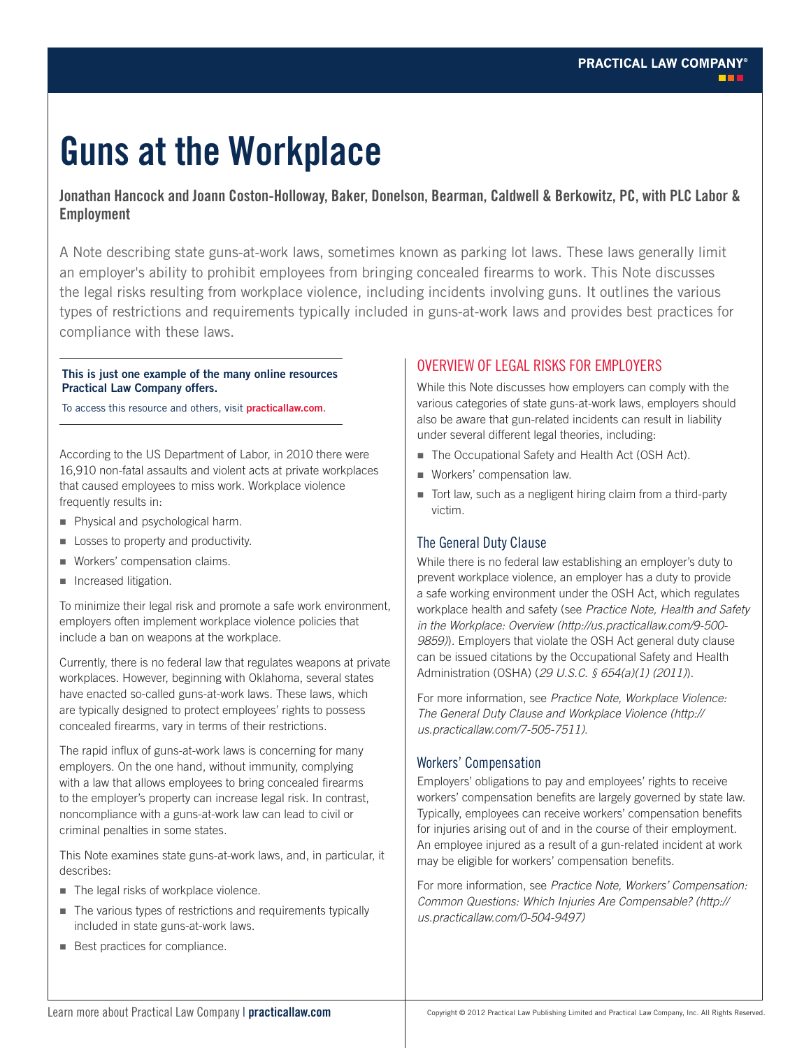# Guns at the Workplace

**Jonathan Hancock and Joann Coston-Holloway, Baker, Donelson, Bearman, Caldwell & Berkowitz, PC, with PLC Labor & Employment**

A Note describing state guns-at-work laws, sometimes known as parking lot laws. These laws generally limit an employer's ability to prohibit employees from bringing concealed firearms to work. This Note discusses the legal risks resulting from workplace violence, including incidents involving guns. It outlines the various types of restrictions and requirements typically included in guns-at-work laws and provides best practices for compliance with these laws.

**This is just one example of the many online resources Practical Law Company offers.**

To access this resource and others, visit **practicallaw.com**.

According to the US Department of Labor, in 2010 there were 16,910 non-fatal assaults and violent acts at private workplaces that caused employees to miss work. Workplace violence frequently results in:

- Physical and psychological harm.
- Losses to property and productivity.
- Workers' compensation claims.
- Increased litigation.

To minimize their legal risk and promote a safe work environment, employers often implement workplace violence policies that include a ban on weapons at the workplace.

Currently, there is no federal law that regulates weapons at private workplaces. However, beginning with Oklahoma, several states have enacted so-called guns-at-work laws. These laws, which are typically designed to protect employees' rights to possess concealed firearms, vary in terms of their restrictions.

The rapid influx of guns-at-work laws is concerning for many employers. On the one hand, without immunity, complying with a law that allows employees to bring concealed firearms to the employer's property can increase legal risk. In contrast, noncompliance with a guns-at-work law can lead to civil or criminal penalties in some states.

This Note examines state guns-at-work laws, and, in particular, it describes:

- The legal risks of workplace violence.
- The various types of restrictions and requirements typically included in state guns-at-work laws.
- Best practices for compliance.

## OVERVIEW OF LEGAL RISKS FOR EMPLOYERS

While this Note discusses how employers can comply with the various categories of state guns-at-work laws, employers should also be aware that gun-related incidents can result in liability under several different legal theories, including:

- The Occupational Safety and Health Act (OSH Act).
- Workers' compensation law.
- Tort law, such as a negligent hiring claim from a third-party victim.

### The General Duty Clause

While there is no federal law establishing an employer's duty to prevent workplace violence, an employer has a duty to provide a safe working environment under the OSH Act, which regulates workplace health and safety (see *Practice Note, Health and Safety in the Workplace: Overview (http://us.practicallaw.com/9-500-9859)*). Employers that violate the OSH Act general duty clause can be issued citations by the Occupational Safety and Health Administration (OSHA) (*29 U.S.C. § 654(a)(1) (2011)*).

For more information, see *Practice Note, Workplace Violence: The General Duty Clause and Workplace Violence (http://us.practicallaw.com/7-505-7511)*.

### Workers' Compensation

Employers' obligations to pay and employees' rights to receive workers' compensation benefits are largely governed by state law. Typically, employees can receive workers' compensation benefits for injuries arising out of and in the course of their employment. An employee injured as a result of a gun-related incident at work may be eligible for workers' compensation benefits.

For more information, see *Practice Note, Workers' Compensation: Common Questions: Which Injuries Are Compensable? (http://us.practicallaw.com/0-504-9497)*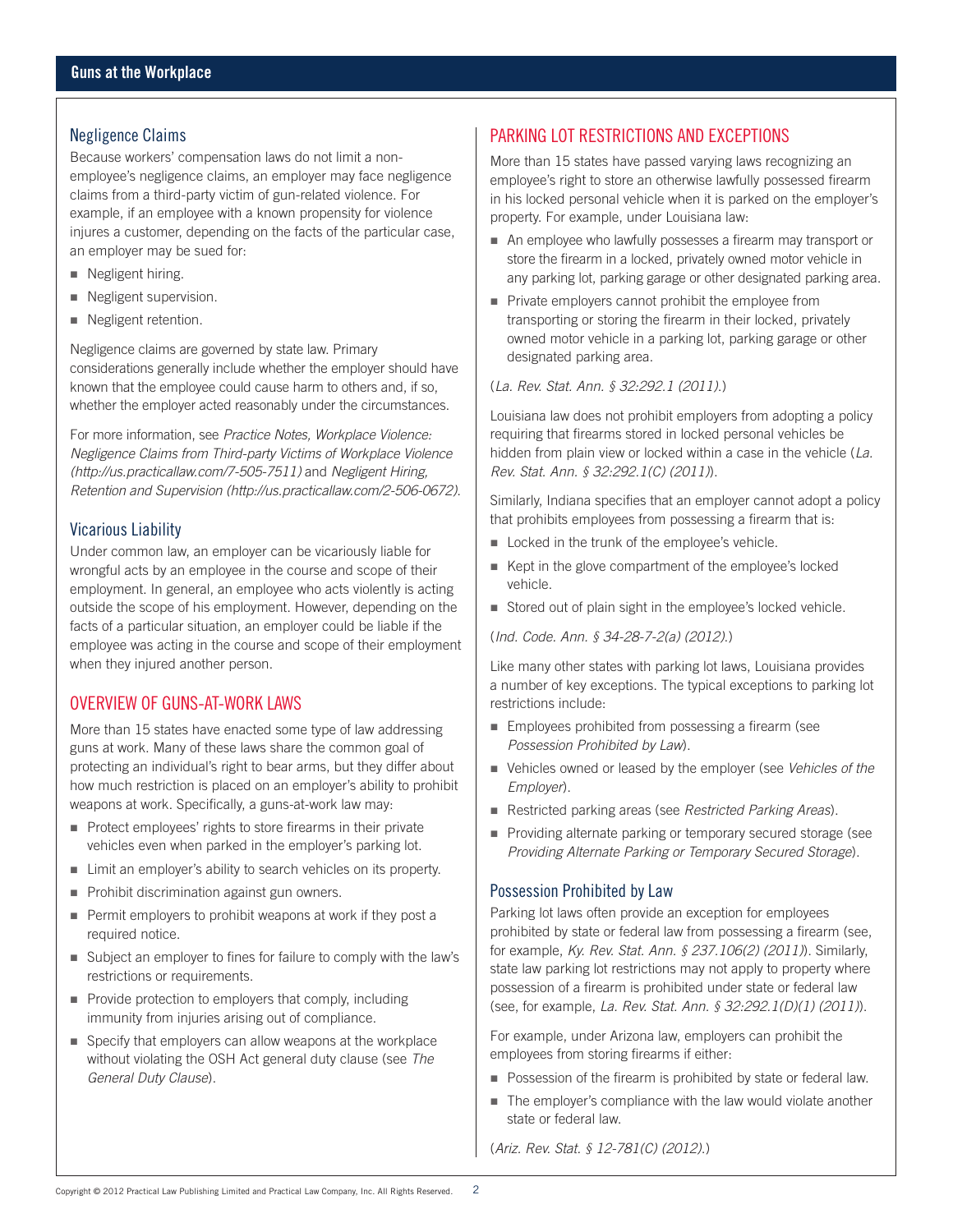### Negligence Claims

Because workers' compensation laws do not limit a non-employee's negligence claims, an employer may face negligence claims from a third-party victim of gun-related violence. For example, if an employee with a known propensity for violence injures a customer, depending on the facts of the particular case, an employer may be sued for:

- Negligent hiring.
- Negligent supervision.
- Negligent retention.

Negligence claims are governed by state law. Primary considerations generally include whether the employer should have known that the employee could cause harm to others and, if so, whether the employer acted reasonably under the circumstances.

For more information, see *Practice Notes, Workplace Violence: Negligence Claims from Third-party Victims of Workplace Violence (http://us.practicallaw.com/7-505-7511)* and *Negligent Hiring, Retention and Supervision (http://us.practicallaw.com/2-506-0672)*.

### Vicarious Liability

Under common law, an employer can be vicariously liable for wrongful acts by an employee in the course and scope of their employment. In general, an employee who acts violently is acting outside the scope of his employment. However, depending on the facts of a particular situation, an employer could be liable if the employee was acting in the course and scope of their employment when they injured another person.

## OVERVIEW OF GUNS-AT-WORK LAWS

More than 15 states have enacted some type of law addressing guns at work. Many of these laws share the common goal of protecting an individual's right to bear arms, but they differ about how much restriction is placed on an employer's ability to prohibit weapons at work. Specifically, a guns-at-work law may:

- Protect employees' rights to store firearms in their private vehicles even when parked in the employer's parking lot.
- Limit an employer's ability to search vehicles on its property.
- Prohibit discrimination against gun owners.
- Permit employers to prohibit weapons at work if they post a required notice.
- Subject an employer to fines for failure to comply with the law's restrictions or requirements.
- Provide protection to employers that comply, including immunity from injuries arising out of compliance.
- Specify that employers can allow weapons at the workplace without violating the OSH Act general duty clause (see *The General Duty Clause*).

## PARKING LOT RESTRICTIONS AND EXCEPTIONS

More than 15 states have passed varying laws recognizing an employee's right to store an otherwise lawfully possessed firearm in his locked personal vehicle when it is parked on the employer's property. For example, under Louisiana law:

- An employee who lawfully possesses a firearm may transport or store the firearm in a locked, privately owned motor vehicle in any parking lot, parking garage or other designated parking area.
- Private employers cannot prohibit the employee from transporting or storing the firearm in their locked, privately owned motor vehicle in a parking lot, parking garage or other designated parking area.

(*La. Rev. Stat. Ann. § 32:292.1 (2011).*)

Louisiana law does not prohibit employers from adopting a policy requiring that firearms stored in locked personal vehicles be hidden from plain view or locked within a case in the vehicle (*La. Rev. Stat. Ann. § 32:292.1(C) (2011)*).

Similarly, Indiana specifies that an employer cannot adopt a policy that prohibits employees from possessing a firearm that is:

- Locked in the trunk of the employee's vehicle.
- Kept in the glove compartment of the employee's locked vehicle.
- Stored out of plain sight in the employee's locked vehicle.

(*Ind. Code. Ann. § 34-28-7-2(a) (2012).*)

Like many other states with parking lot laws, Louisiana provides a number of key exceptions. The typical exceptions to parking lot restrictions include:

- Employees prohibited from possessing a firearm (see *Possession Prohibited by Law*).
- Vehicles owned or leased by the employer (see *Vehicles of the Employer*).
- Restricted parking areas (see *Restricted Parking Areas*).
- Providing alternate parking or temporary secured storage (see *Providing Alternate Parking or Temporary Secured Storage*).

### Possession Prohibited by Law

Parking lot laws often provide an exception for employees prohibited by state or federal law from possessing a firearm (see, for example, *Ky. Rev. Stat. Ann. § 237.106(2) (2011)*). Similarly, state law parking lot restrictions may not apply to property where possession of a firearm is prohibited under state or federal law (see, for example, *La. Rev. Stat. Ann. § 32:292.1(D)(1) (2011)*).

For example, under Arizona law, employers can prohibit the employees from storing firearms if either:

- Possession of the firearm is prohibited by state or federal law.
- The employer's compliance with the law would violate another state or federal law.

(*Ariz. Rev. Stat. § 12-781(C) (2012).*)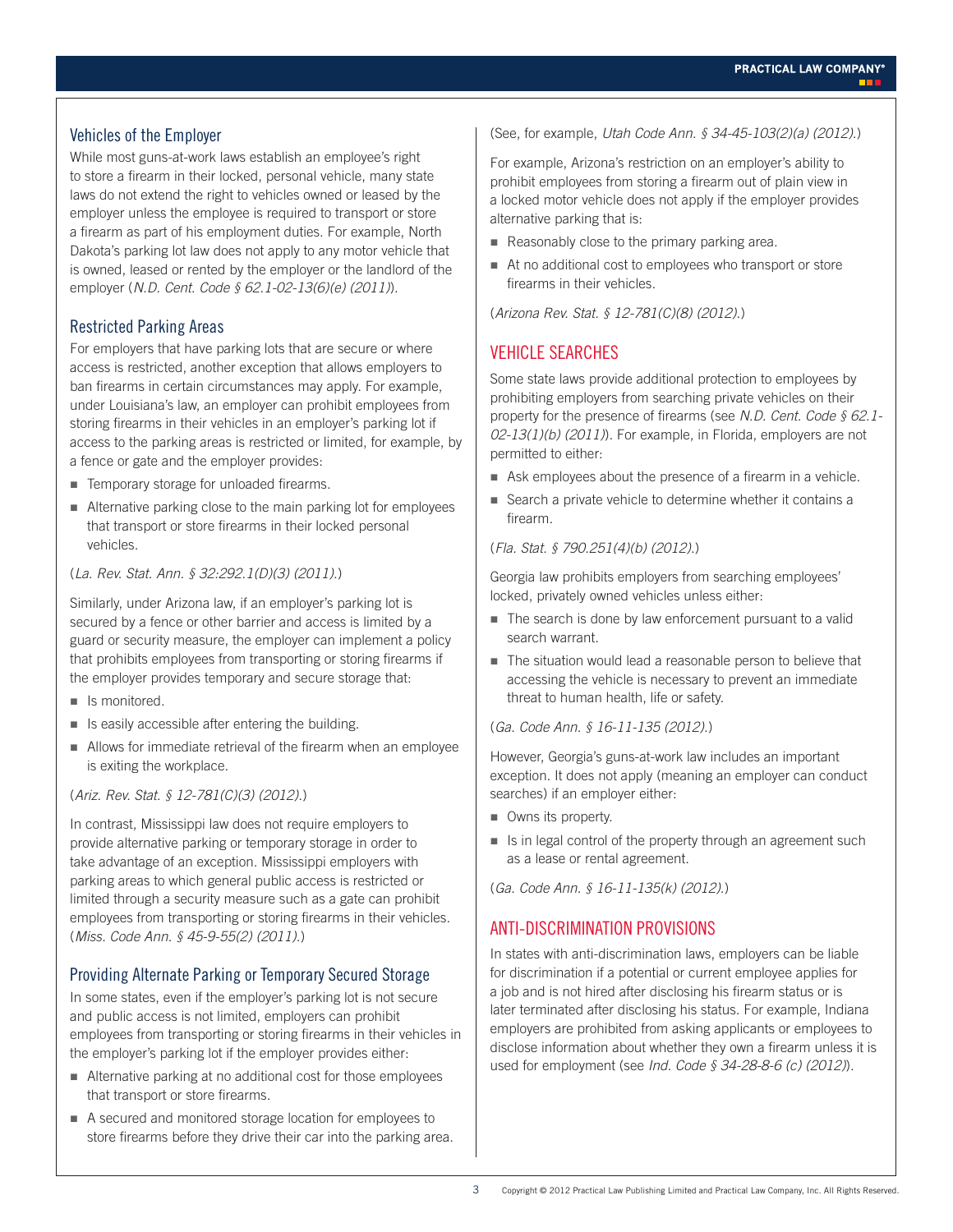### Vehicles of the Employer

While most guns-at-work laws establish an employee's right to store a firearm in their locked, personal vehicle, many state laws do not extend the right to vehicles owned or leased by the employer unless the employee is required to transport or store a firearm as part of his employment duties. For example, North Dakota's parking lot law does not apply to any motor vehicle that is owned, leased or rented by the employer or the landlord of the employer (*N.D. Cent. Code § 62.1-02-13(6)(e) (2011)*).

### Restricted Parking Areas

For employers that have parking lots that are secure or where access is restricted, another exception that allows employers to ban firearms in certain circumstances may apply. For example, under Louisiana's law, an employer can prohibit employees from storing firearms in their vehicles in an employer's parking lot if access to the parking areas is restricted or limited, for example, by a fence or gate and the employer provides:

- Temporary storage for unloaded firearms.
- Alternative parking close to the main parking lot for employees that transport or store firearms in their locked personal vehicles.

(*La. Rev. Stat. Ann. § 32:292.1(D)(3) (2011).*)

Similarly, under Arizona law, if an employer's parking lot is secured by a fence or other barrier and access is limited by a guard or security measure, the employer can implement a policy that prohibits employees from transporting or storing firearms if the employer provides temporary and secure storage that:

- Is monitored.
- Is easily accessible after entering the building.
- Allows for immediate retrieval of the firearm when an employee is exiting the workplace.

(*Ariz. Rev. Stat. § 12-781(C)(3) (2012).*)

In contrast, Mississippi law does not require employers to provide alternative parking or temporary storage in order to take advantage of an exception. Mississippi employers with parking areas to which general public access is restricted or limited through a security measure such as a gate can prohibit employees from transporting or storing firearms in their vehicles. (*Miss. Code Ann. § 45-9-55(2) (2011).*)

### Providing Alternate Parking or Temporary Secured Storage

In some states, even if the employer's parking lot is not secure and public access is not limited, employers can prohibit employees from transporting or storing firearms in their vehicles in the employer's parking lot if the employer provides either:

- Alternative parking at no additional cost for those employees that transport or store firearms.
- A secured and monitored storage location for employees to store firearms before they drive their car into the parking area.

(See, for example, *Utah Code Ann. § 34-45-103(2)(a) (2012).*)

For example, Arizona's restriction on an employer's ability to prohibit employees from storing a firearm out of plain view in a locked motor vehicle does not apply if the employer provides alternative parking that is:

- Reasonably close to the primary parking area.
- At no additional cost to employees who transport or store firearms in their vehicles.

(*Arizona Rev. Stat. § 12-781(C)(8) (2012).*)

## VEHICLE SEARCHES

Some state laws provide additional protection to employees by prohibiting employers from searching private vehicles on their property for the presence of firearms (see *N.D. Cent. Code § 62.1-02-13(1)(b) (2011)*). For example, in Florida, employers are not permitted to either:

- Ask employees about the presence of a firearm in a vehicle.
- Search a private vehicle to determine whether it contains a firearm.

(*Fla. Stat. § 790.251(4)(b) (2012).*)

Georgia law prohibits employers from searching employees' locked, privately owned vehicles unless either:

- The search is done by law enforcement pursuant to a valid search warrant.
- The situation would lead a reasonable person to believe that accessing the vehicle is necessary to prevent an immediate threat to human health, life or safety.

(*Ga. Code Ann. § 16-11-135 (2012).*)

However, Georgia's guns-at-work law includes an important exception. It does not apply (meaning an employer can conduct searches) if an employer either:

- Owns its property.
- Is in legal control of the property through an agreement such as a lease or rental agreement.

(*Ga. Code Ann. § 16-11-135(k) (2012).*)

## ANTI-DISCRIMINATION PROVISIONS

In states with anti-discrimination laws, employers can be liable for discrimination if a potential or current employee applies for a job and is not hired after disclosing his firearm status or is later terminated after disclosing his status. For example, Indiana employers are prohibited from asking applicants or employees to disclose information about whether they own a firearm unless it is used for employment (see *Ind. Code § 34-28-8-6 (c) (2012)*).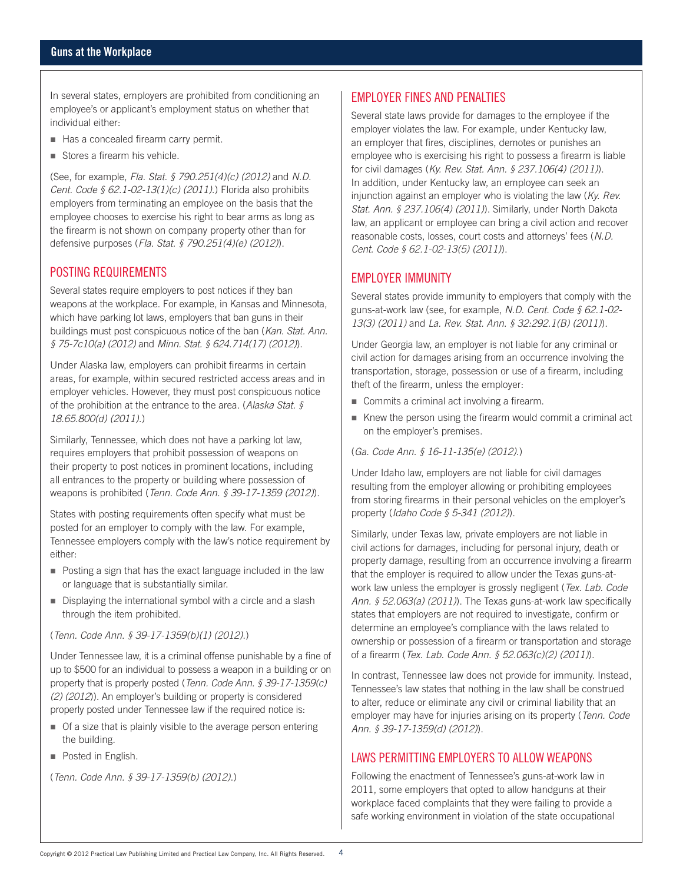In several states, employers are prohibited from conditioning an employee's or applicant's employment status on whether that individual either:

- Has a concealed firearm carry permit.
- Stores a firearm his vehicle.

(See, for example, *Fla. Stat. § 790.251(4)(c) (2012)* and *N.D. Cent. Code § 62.1-02-13(1)(c) (2011).*) Florida also prohibits employers from terminating an employee on the basis that the employee chooses to exercise his right to bear arms as long as the firearm is not shown on company property other than for defensive purposes (*Fla. Stat. § 790.251(4)(e) (2012)*).

## POSTING REQUIREMENTS

Several states require employers to post notices if they ban weapons at the workplace. For example, in Kansas and Minnesota, which have parking lot laws, employers that ban guns in their buildings must post conspicuous notice of the ban (*Kan. Stat. Ann. § 75-7c10(a) (2012)* and *Minn. Stat. § 624.714(17) (2012)*).

Under Alaska law, employers can prohibit firearms in certain areas, for example, within secured restricted access areas and in employer vehicles. However, they must post conspicuous notice of the prohibition at the entrance to the area. (*Alaska Stat. § 18.65.800(d) (2011).*)

Similarly, Tennessee, which does not have a parking lot law, requires employers that prohibit possession of weapons on their property to post notices in prominent locations, including all entrances to the property or building where possession of weapons is prohibited (*Tenn. Code Ann. § 39-17-1359 (2012)*).

States with posting requirements often specify what must be posted for an employer to comply with the law. For example, Tennessee employers comply with the law's notice requirement by either:

- Posting a sign that has the exact language included in the law or language that is substantially similar.
- Displaying the international symbol with a circle and a slash through the item prohibited.

(*Tenn. Code Ann. § 39-17-1359(b)(1) (2012).*)

Under Tennessee law, it is a criminal offense punishable by a fine of up to $500 for an individual to possess a weapon in a building or on property that is properly posted (*Tenn. Code Ann. § 39-17-1359(c)(2) (2012)*). An employer's building or property is considered properly posted under Tennessee law if the required notice is:

- Of a size that is plainly visible to the average person entering the building.
- Posted in English.

(*Tenn. Code Ann. § 39-17-1359(b) (2012).*)

## EMPLOYER FINES AND PENALTIES

Several state laws provide for damages to the employee if the employer violates the law. For example, under Kentucky law, an employer that fires, disciplines, demotes or punishes an employee who is exercising his right to possess a firearm is liable for civil damages (*Ky. Rev. Stat. Ann. § 237.106(4) (2011)*). In addition, under Kentucky law, an employee can seek an injunction against an employer who is violating the law (*Ky. Rev. Stat. Ann. § 237.106(4) (2011)*). Similarly, under North Dakota law, an applicant or employee can bring a civil action and recover reasonable costs, losses, court costs and attorneys' fees (*N.D. Cent. Code § 62.1-02-13(5) (2011)*).

## EMPLOYER IMMUNITY

Several states provide immunity to employers that comply with the guns-at-work law (see, for example, *N.D. Cent. Code § 62.1-02-13(3) (2011)* and *La. Rev. Stat. Ann. § 32:292.1(B) (2011)*).

Under Georgia law, an employer is not liable for any criminal or civil action for damages arising from an occurrence involving the transportation, storage, possession or use of a firearm, including theft of the firearm, unless the employer:

- Commits a criminal act involving a firearm.
- Knew the person using the firearm would commit a criminal act on the employer's premises.

(*Ga. Code Ann. § 16-11-135(e) (2012).*)

Under Idaho law, employers are not liable for civil damages resulting from the employer allowing or prohibiting employees from storing firearms in their personal vehicles on the employer's property (*Idaho Code § 5-341 (2012)*).

Similarly, under Texas law, private employers are not liable in civil actions for damages, including for personal injury, death or property damage, resulting from an occurrence involving a firearm that the employer is required to allow under the Texas guns-at-work law unless the employer is grossly negligent (*Tex. Lab. Code Ann. § 52.063(a) (2011)*). The Texas guns-at-work law specifically states that employers are not required to investigate, confirm or determine an employee's compliance with the laws related to ownership or possession of a firearm or transportation and storage of a firearm (*Tex. Lab. Code Ann. § 52.063(c)(2) (2011)*).

In contrast, Tennessee law does not provide for immunity. Instead, Tennessee's law states that nothing in the law shall be construed to alter, reduce or eliminate any civil or criminal liability that an employer may have for injuries arising on its property (*Tenn. Code Ann. § 39-17-1359(d) (2012)*).

## LAWS PERMITTING EMPLOYERS TO ALLOW WEAPONS

Following the enactment of Tennessee's guns-at-work law in 2011, some employers that opted to allow handguns at their workplace faced complaints that they were failing to provide a safe working environment in violation of the state occupational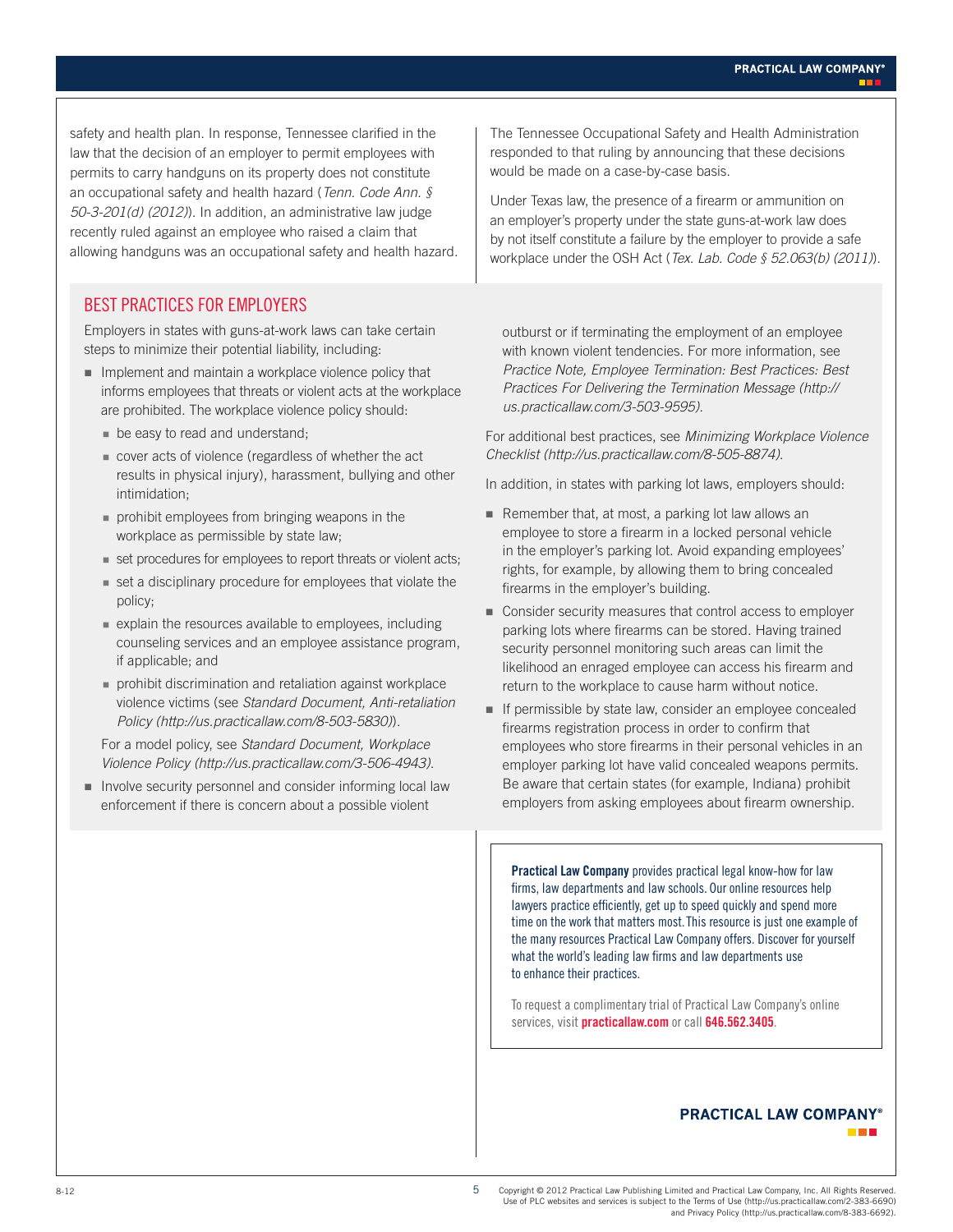safety and health plan. In response, Tennessee clarified in the law that the decision of an employer to permit employees with permits to carry handguns on its property does not constitute an occupational safety and health hazard (*Tenn. Code Ann. § 50-3-201(d) (2012)*). In addition, an administrative law judge recently ruled against an employee who raised a claim that allowing handguns was an occupational safety and health hazard. The Tennessee Occupational Safety and Health Administration responded to that ruling by announcing that these decisions would be made on a case-by-case basis.

Under Texas law, the presence of a firearm or ammunition on an employer's property under the state guns-at-work law does by not itself constitute a failure by the employer to provide a safe workplace under the OSH Act (*Tex. Lab. Code § 52.063(b) (2011)*).

## BEST PRACTICES FOR EMPLOYERS

Employers in states with guns-at-work laws can take certain steps to minimize their potential liability, including:

- Implement and maintain a workplace violence policy that informs employees that threats or violent acts at the workplace are prohibited. The workplace violence policy should:
  - be easy to read and understand;
  - cover acts of violence (regardless of whether the act results in physical injury), harassment, bullying and other intimidation;
  - prohibit employees from bringing weapons in the workplace as permissible by state law;
  - set procedures for employees to report threats or violent acts;
  - set a disciplinary procedure for employees that violate the policy;
  - explain the resources available to employees, including counseling services and an employee assistance program, if applicable; and
  - prohibit discrimination and retaliation against workplace violence victims (see *Standard Document, Anti-retaliation Policy (http://us.practicallaw.com/8-503-5830)*).

  For a model policy, see *Standard Document, Workplace Violence Policy (http://us.practicallaw.com/3-506-4943)*.
- Involve security personnel and consider informing local law enforcement if there is concern about a possible violent outburst or if terminating the employment of an employee with known violent tendencies. For more information, see *Practice Note, Employee Termination: Best Practices: Best Practices For Delivering the Termination Message (http://us.practicallaw.com/3-503-9595)*.

For additional best practices, see *Minimizing Workplace Violence Checklist (http://us.practicallaw.com/8-505-8874)*.

In addition, in states with parking lot laws, employers should:

- Remember that, at most, a parking lot law allows an employee to store a firearm in a locked personal vehicle in the employer's parking lot. Avoid expanding employees' rights, for example, by allowing them to bring concealed firearms in the employer's building.
- Consider security measures that control access to employer parking lots where firearms can be stored. Having trained security personnel monitoring such areas can limit the likelihood an enraged employee can access his firearm and return to the workplace to cause harm without notice.
- If permissible by state law, consider an employee concealed firearms registration process in order to confirm that employees who store firearms in their personal vehicles in an employer parking lot have valid concealed weapons permits. Be aware that certain states (for example, Indiana) prohibit employers from asking employees about firearm ownership.

**Practical Law Company** provides practical legal know-how for law firms, law departments and law schools. Our online resources help lawyers practice efficiently, get up to speed quickly and spend more time on the work that matters most. This resource is just one example of the many resources Practical Law Company offers. Discover for yourself what the world's leading law firms and law departments use to enhance their practices.

To request a complimentary trial of Practical Law Company's online services, visit **practicallaw.com** or call **646.562.3405**.

Copyright © 2012 Practical Law Publishing Limited and Practical Law Company, Inc. All Rights Reserved. Use of PLC websites and services is subject to the Terms of Use (http://us.practicallaw.com/2-383-6690) and Privacy Policy (http://us.practicallaw.com/8-383-6692).